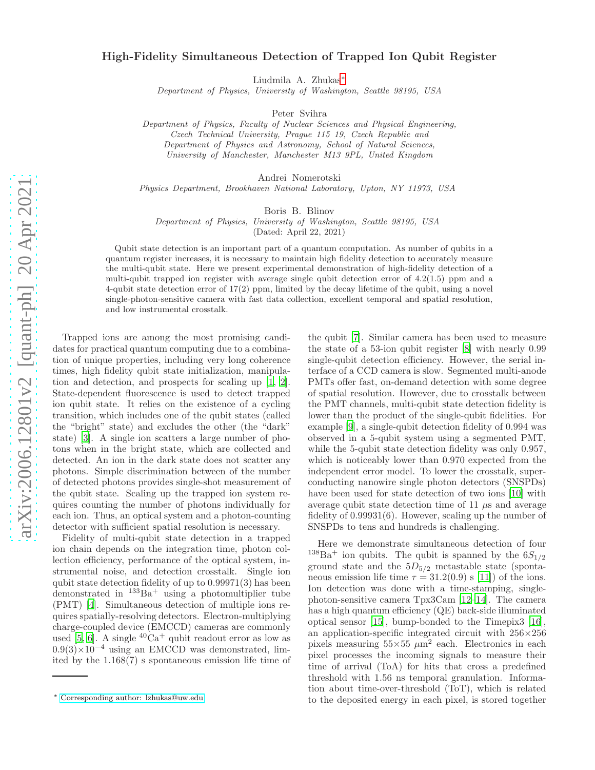# High-Fidelity Simultaneous Detection of Trapped Ion Qubit Register

Liudmila A. Zhukas*

*Department of Physics, University of Washington, Seattle 98195, USA*

Peter Svihra

*Department of Physics, Faculty of Nuclear Sciences and Physical Engineering, Czech Technical University, Prague 115 19, Czech Republic and Department of Physics and Astronomy, School of Natural Sciences, University of Manchester, Manchester M13 9PL, United Kingdom*

Andrei Nomerotski

*Physics Department, Brookhaven National Laboratory, Upton, NY 11973, USA*

Boris B. Blinov

*Department of Physics, University of Washington, Seattle 98195, USA*

(Dated: April 22, 2021)

Qubit state detection is an important part of a quantum computation. As number of qubits in a quantum register increases, it is necessary to maintain high fidelity detection to accurately measure the multi-qubit state. Here we present experimental demonstration of high-fidelity detection of a multi-qubit trapped ion register with average single qubit detection error of 4.2(1.5) ppm and a 4-qubit state detection error of 17(2) ppm, limited by the decay lifetime of the qubit, using a novel single-photon-sensitive camera with fast data collection, excellent temporal and spatial resolution, and low instrumental crosstalk.

Trapped ions are among the most promising candidates for practical quantum computing due to a combination of unique properties, including very long coherence times, high fidelity qubit state initialization, manipulation and detection, and prospects for scaling up [1, 2]. State-dependent fluorescence is used to detect trapped ion qubit state. It relies on the existence of a cycling transition, which includes one of the qubit states (called the "bright" state) and excludes the other (the "dark" state) [3]. A single ion scatters a large number of photons when in the bright state, which are collected and detected. An ion in the dark state does not scatter any photons. Simple discrimination between of the number of detected photons provides single-shot measurement of the qubit state. Scaling up the trapped ion system requires counting the number of photons individually for each ion. Thus, an optical system and a photon-counting detector with sufficient spatial resolution is necessary.

Fidelity of multi-qubit state detection in a trapped ion chain depends on the integration time, photon collection efficiency, performance of the optical system, instrumental noise, and detection crosstalk. Single ion qubit state detection fidelity of up to 0.99971(3) has been demonstrated in $^{133}Ba^{+}$ using a photomultiplier tube (PMT) [4]. Simultaneous detection of multiple ions requires spatially-resolving detectors. Electron-multiplying charge-coupled device (EMCCD) cameras are commonly used [5, 6]. A single $^{40}Ca^{+}$ qubit readout error as low as $0.9(3)\times10^{-4}$ using an EMCCD was demonstrated, limited by the 1.168(7) s spontaneous emission life time of the qubit [7]. Similar camera has been used to measure the state of a 53-ion qubit register [8] with nearly 0.99 single-qubit detection efficiency. However, the serial interface of a CCD camera is slow. Segmented multi-anode PMTs offer fast, on-demand detection with some degree of spatial resolution. However, due to crosstalk between the PMT channels, multi-qubit state detection fidelity is lower than the product of the single-qubit fidelities. For example [9], a single-qubit detection fidelity of 0.994 was observed in a 5-qubit system using a segmented PMT, while the 5-qubit state detection fidelity was only 0.957, which is noticeably lower than 0.970 expected from the independent error model. To lower the crosstalk, superconducting nanowire single photon detectors (SNSPDs) have been used for state detection of two ions [10] with average qubit state detection time of 11 $\mu$s and average fidelity of 0.99931(6). However, scaling up the number of SNSPDs to tens and hundreds is challenging.

Here we demonstrate simultaneous detection of four $^{138}Ba^{+}$ ion qubits. The qubit is spanned by the $6S_{1/2}$ ground state and the $5D_{5/2}$ metastable state (spontaneous emission life time $\tau = 31.2(0.9)$ s [11]) of the ions. Ion detection was done with a time-stamping, single-photon-sensitive camera Tpx3Cam [12–14]. The camera has a high quantum efficiency (QE) back-side illuminated optical sensor [15], bump-bonded to the Timepix3 [16], an application-specific integrated circuit with 256×256 pixels measuring 55×55 $\mu m^2$ each. Electronics in each pixel processes the incoming signals to measure their time of arrival (ToA) for hits that cross a predefined threshold with 1.56 ns temporal granulation. Information about time-over-threshold (ToT), which is related to the deposited energy in each pixel, is stored together

* Corresponding author: lzhukas@uw.edu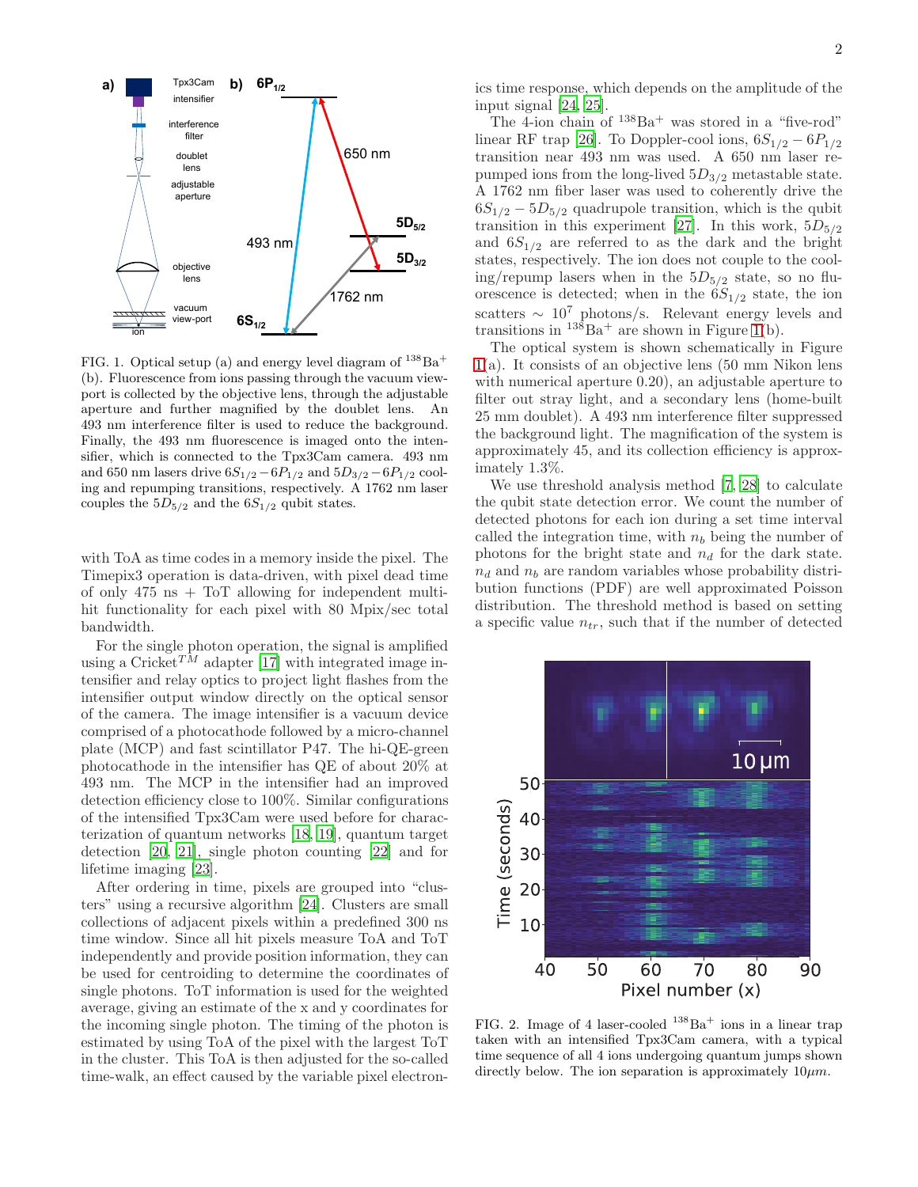FIG. 1. Optical setup (a) and energy level diagram of $^{138}$Ba$^+$ (b). Fluorescence from ions passing through the vacuum viewport is collected by the objective lens, through the adjustable aperture and further magnified by the doublet lens. An 493 nm interference filter is used to reduce the background. Finally, the 493 nm fluorescence is imaged onto the intensifier, which is connected to the Tpx3Cam camera. 493 nm and 650 nm lasers drive $6S_{1/2} - 6P_{1/2}$ and $5D_{3/2} - 6P_{1/2}$ cooling and repumping transitions, respectively. A 1762 nm laser couples the $5D_{5/2}$ and the $6S_{1/2}$ qubit states.

with ToA as time codes in a memory inside the pixel. The Timepix3 operation is data-driven, with pixel dead time of only 475 ns + ToT allowing for independent multi-hit functionality for each pixel with 80 Mpix/sec total bandwidth.

For the single photon operation, the signal is amplified using a Cricket$^{TM}$ adapter [17] with integrated image intensifier and relay optics to project light flashes from the intensifier output window directly on the optical sensor of the camera. The image intensifier is a vacuum device comprised of a photocathode followed by a micro-channel plate (MCP) and fast scintillator P47. The hi-QE-green photocathode in the intensifier has QE of about 20% at 493 nm. The MCP in the intensifier had an improved detection efficiency close to 100%. Similar configurations of the intensified Tpx3Cam were used before for characterization of quantum networks [18, 19], quantum target detection [20, 21], single photon counting [22] and for lifetime imaging [23].

After ordering in time, pixels are grouped into "clusters" using a recursive algorithm [24]. Clusters are small collections of adjacent pixels within a predefined 300 ns time window. Since all hit pixels measure ToA and ToT independently and provide position information, they can be used for centroiding to determine the coordinates of single photons. ToT information is used for the weighted average, giving an estimate of the x and y coordinates for the incoming single photon. The timing of the photon is estimated by using ToA of the pixel with the largest ToT in the cluster. This ToA is then adjusted for the so-called time-walk, an effect caused by the variable pixel electronics time response, which depends on the amplitude of the input signal [24, 25].

The 4-ion chain of $^{138}$Ba$^+$ was stored in a "five-rod" linear RF trap [26]. To Doppler-cool ions, $6S_{1/2} - 6P_{1/2}$ transition near 493 nm was used. A 650 nm laser repumped ions from the long-lived $5D_{3/2}$ metastable state. A 1762 nm fiber laser was used to coherently drive the $6S_{1/2} - 5D_{5/2}$ quadrupole transition, which is the qubit transition in this experiment [27]. In this work, $5D_{5/2}$ and $6S_{1/2}$ are referred to as the dark and the bright states, respectively. The ion does not couple to the cooling/repump lasers when in the $5D_{5/2}$ state, so no fluorescence is detected; when in the $6S_{1/2}$ state, the ion scatters $\sim 10^7$ photons/s. Relevant energy levels and transitions in $^{138}$Ba$^+$ are shown in Figure 1(b).

The optical system is shown schematically in Figure 1(a). It consists of an objective lens (50 mm Nikon lens with numerical aperture 0.20), an adjustable aperture to filter out stray light, and a secondary lens (home-built 25 mm doublet). A 493 nm interference filter suppressed the background light. The magnification of the system is approximately 45, and its collection efficiency is approximately 1.3%.

We use threshold analysis method [7, 28] to calculate the qubit state detection error. We count the number of detected photons for each ion during a set time interval called the integration time, with $n_b$ being the number of photons for the bright state and $n_d$ for the dark state. $n_d$ and $n_b$ are random variables whose probability distribution functions (PDF) are well approximated Poisson distribution. The threshold method is based on setting a specific value $n_{tr}$, such that if the number of detected

FIG. 2. Image of 4 laser-cooled $^{138}$Ba$^+$ ions in a linear trap taken with an intensified Tpx3Cam camera, with a typical time sequence of all 4 ions undergoing quantum jumps shown directly below. The ion separation is approximately $10\mu m$.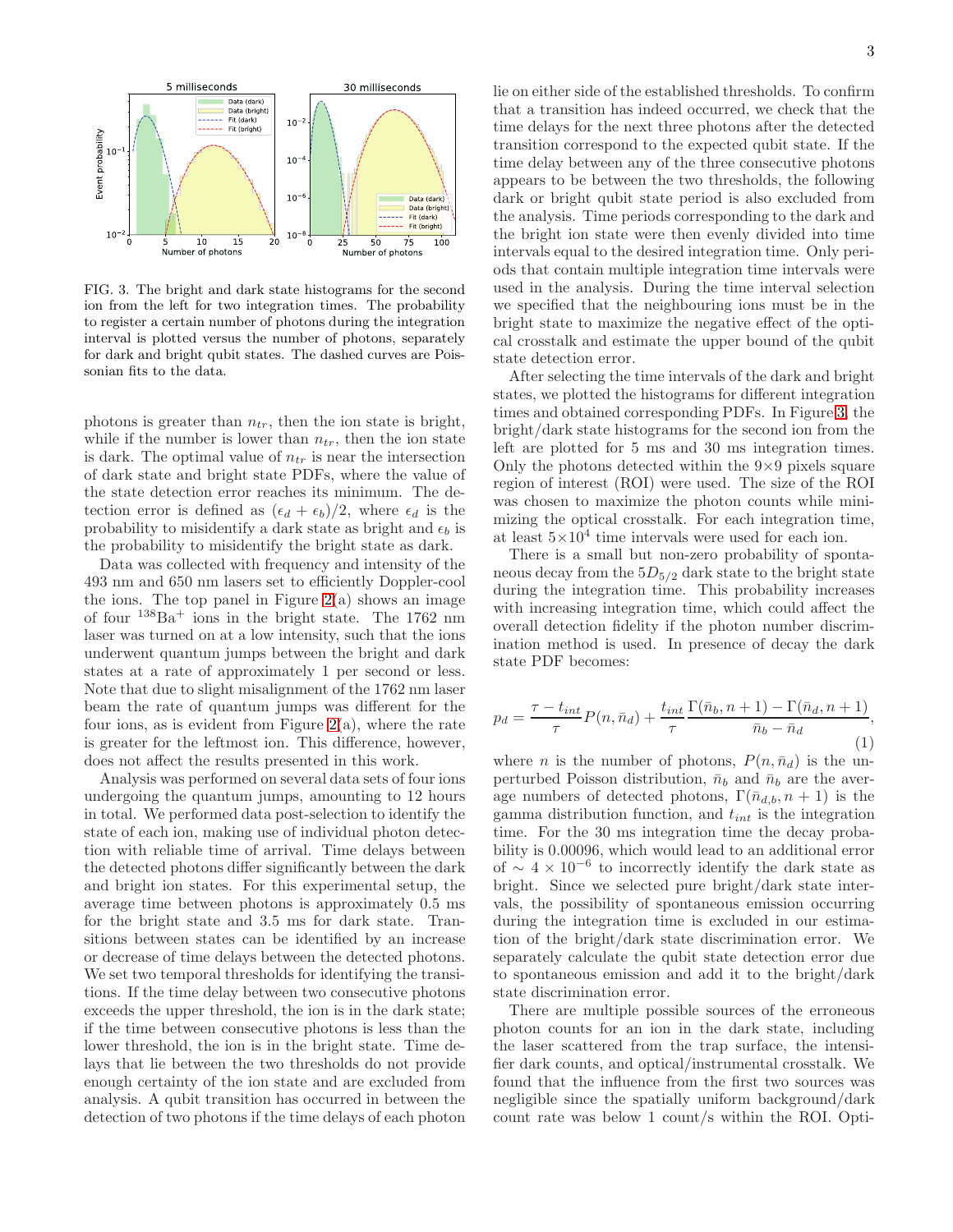FIG. 3. The bright and dark state histograms for the second ion from the left for two integration times. The probability to register a certain number of photons during the integration interval is plotted versus the number of photons, separately for dark and bright qubit states. The dashed curves are Poissonian fits to the data.

photons is greater than $n_{tr}$, then the ion state is bright, while if the number is lower than $n_{tr}$, then the ion state is dark. The optimal value of $n_{tr}$ is near the intersection of dark state and bright state PDFs, where the value of the state detection error reaches its minimum. The detection error is defined as $(\epsilon_d + \epsilon_b)/2$, where $\epsilon_d$ is the probability to misidentify a dark state as bright and $\epsilon_b$ is the probability to misidentify the bright state as dark.

Data was collected with frequency and intensity of the 493 nm and 650 nm lasers set to efficiently Doppler-cool the ions. The top panel in Figure 2(a) shows an image of four $^{138}Ba^{+}$ ions in the bright state. The 1762 nm laser was turned on at a low intensity, such that the ions underwent quantum jumps between the bright and dark states at a rate of approximately 1 per second or less. Note that due to slight misalignment of the 1762 nm laser beam the rate of quantum jumps was different for the four ions, as is evident from Figure 2(a), where the rate is greater for the leftmost ion. This difference, however, does not affect the results presented in this work.

Analysis was performed on several data sets of four ions undergoing the quantum jumps, amounting to 12 hours in total. We performed data post-selection to identify the state of each ion, making use of individual photon detection with reliable time of arrival. Time delays between the detected photons differ significantly between the dark and bright ion states. For this experimental setup, the average time between photons is approximately 0.5 ms for the bright state and 3.5 ms for dark state. Transitions between states can be identified by an increase or decrease of time delays between the detected photons. We set two temporal thresholds for identifying the transitions. If the time delay between two consecutive photons exceeds the upper threshold, the ion is in the dark state; if the time between consecutive photons is less than the lower threshold, the ion is in the bright state. Time delays that lie between the two thresholds do not provide enough certainty of the ion state and are excluded from analysis. A qubit transition has occurred in between the detection of two photons if the time delays of each photon lie on either side of the established thresholds. To confirm that a transition has indeed occurred, we check that the time delays for the next three photons after the detected transition correspond to the expected qubit state. If the time delay between any of the three consecutive photons appears to be between the two thresholds, the following dark or bright qubit state period is also excluded from the analysis. Time periods corresponding to the dark and the bright ion state were then evenly divided into time intervals equal to the desired integration time. Only periods that contain multiple integration time intervals were used in the analysis. During the time interval selection we specified that the neighbouring ions must be in the bright state to maximize the negative effect of the optical crosstalk and estimate the upper bound of the qubit state detection error.

After selecting the time intervals of the dark and bright states, we plotted the histograms for different integration times and obtained corresponding PDFs. In Figure 3, the bright/dark state histograms for the second ion from the left are plotted for 5 ms and 30 ms integration times. Only the photons detected within the 9×9 pixels square region of interest (ROI) were used. The size of the ROI was chosen to maximize the photon counts while minimizing the optical crosstalk. For each integration time, at least $5\times10^4$ time intervals were used for each ion.

There is a small but non-zero probability of spontaneous decay from the $5D_{5/2}$ dark state to the bright state during the integration time. This probability increases with increasing integration time, which could affect the overall detection fidelity if the photon number discrimination method is used. In presence of decay the dark state PDF becomes:

$$p_d = \frac{\tau - t_{int}}{\tau} P(n, \bar{n}_d) + \frac{t_{int}}{\tau} \frac{\Gamma(\bar{n}_b, n+1) - \Gamma(\bar{n}_d, n+1)}{\bar{n}_b - \bar{n}_d}, \quad (1)$$

where $n$ is the number of photons, $P(n, \bar{n}_d)$ is the unperturbed Poisson distribution, $\bar{n}_b$ and $\bar{n}_d$ are the average numbers of detected photons, $\Gamma(\bar{n}_{d,b}, n+1)$ is the gamma distribution function, and $t_{int}$ is the integration time. For the 30 ms integration time the decay probability is 0.00096, which would lead to an additional error of $\sim 4\times10^{-6}$ to incorrectly identify the dark state as bright. Since we selected pure bright/dark state intervals, the possibility of spontaneous emission occurring during the integration time is excluded in our estimation of the bright/dark state discrimination error. We separately calculate the qubit state detection error due to spontaneous emission and add it to the bright/dark state discrimination error.

There are multiple possible sources of the erroneous photon counts for an ion in the dark state, including the laser scattered from the trap surface, the intensifier dark counts, and optical/instrumental crosstalk. We found that the influence from the first two sources was negligible since the spatially uniform background/dark count rate was below 1 count/s within the ROI. Opti-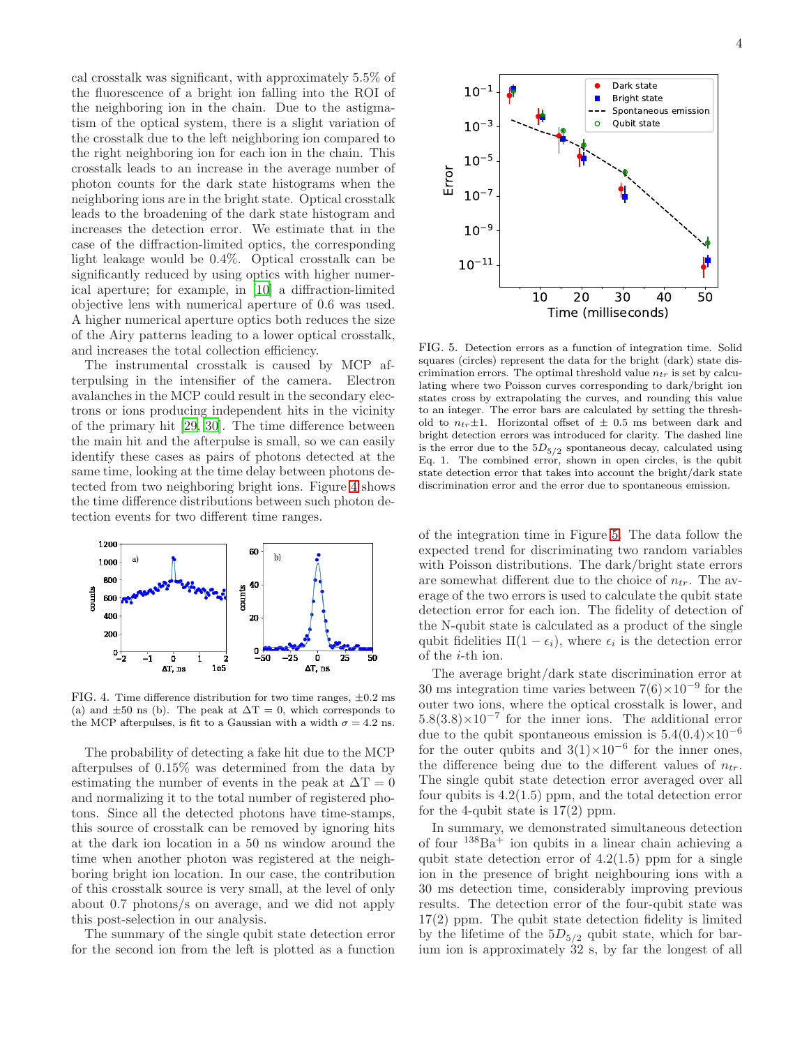cal crosstalk was significant, with approximately 5.5% of the fluorescence of a bright ion falling into the ROI of the neighboring ion in the chain. Due to the astigmatism of the optical system, there is a slight variation of the crosstalk due to the left neighboring ion compared to the right neighboring ion for each ion in the chain. This crosstalk leads to an increase in the average number of photon counts for the dark state histograms when the neighboring ions are in the bright state. Optical crosstalk leads to the broadening of the dark state histogram and increases the detection error. We estimate that in the case of the diffraction-limited optics, the corresponding light leakage would be 0.4%. Optical crosstalk can be significantly reduced by using optics with higher numerical aperture; for example, in [10] a diffraction-limited objective lens with numerical aperture of 0.6 was used. A higher numerical aperture optics both reduces the size of the Airy patterns leading to a lower optical crosstalk, and increases the total collection efficiency.

The instrumental crosstalk is caused by MCP afterpulsing in the intensifier of the camera. Electron avalanches in the MCP could result in the secondary electrons or ions producing independent hits in the vicinity of the primary hit [29, 30]. The time difference between the main hit and the afterpulse is small, so we can easily identify these cases as pairs of photons detected at the same time, looking at the time delay between photons detected from two neighboring bright ions. Figure 4 shows the time difference distributions between such photon detection events for two different time ranges.

FIG. 4. Time difference distribution for two time ranges, ±0.2 ms (a) and ±50 ns (b). The peak at $\Delta T = 0$, which corresponds to the MCP afterpulses, is fit to a Gaussian with a width $\sigma = 4.2$ ns.

The probability of detecting a fake hit due to the MCP afterpulses of 0.15% was determined from the data by estimating the number of events in the peak at $\Delta T = 0$ and normalizing it to the total number of registered photons. Since all the detected photons have time-stamps, this source of crosstalk can be removed by ignoring hits at the dark ion location in a 50 ns window around the time when another photon was registered at the neighboring bright ion location. In our case, the contribution of this crosstalk source is very small, at the level of only about 0.7 photons/s on average, and we did not apply this post-selection in our analysis.

The summary of the single qubit state detection error for the second ion from the left is plotted as a function of the integration time in Figure 5. The data follow the expected trend for discriminating two random variables with Poisson distributions. The dark/bright state errors are somewhat different due to the choice of $n_{tr}$. The average of the two errors is used to calculate the qubit state detection error for each ion. The fidelity of detection of the N-qubit state is calculated as a product of the single qubit fidelities $\Pi(1-\epsilon_i)$, where $\epsilon_i$ is the detection error of the $i$-th ion.

FIG. 5. Detection errors as a function of integration time. Solid squares (circles) represent the data for the bright (dark) state discrimination errors. The optimal threshold value $n_{tr}$ is set by calculating where two Poisson curves corresponding to dark/bright ion states cross by extrapolating the curves, and rounding this value to an integer. The error bars are calculated by setting the threshold to $n_{tr}\pm1$. Horizontal offset of ± 0.5 ms between dark and bright detection errors was introduced for clarity. The dashed line is the error due to the $5D_{5/2}$ spontaneous decay, calculated using Eq. 1. The combined error, shown in open circles, is the qubit state detection error that takes into account the bright/dark state discrimination error and the error due to spontaneous emission.

The average bright/dark state discrimination error at 30 ms integration time varies between $7(6)\times10^{-9}$ for the outer two ions, where the optical crosstalk is lower, and $5.8(3.8)\times10^{-7}$ for the inner ions. The additional error due to the qubit spontaneous emission is $5.4(0.4)\times10^{-6}$ for the outer qubits and $3(1)\times10^{-6}$ for the inner ones, the difference being due to the different values of $n_{tr}$. The single qubit state detection error averaged over all four qubits is 4.2(1.5) ppm, and the total detection error for the 4-qubit state is 17(2) ppm.

In summary, we demonstrated simultaneous detection of four $^{138}Ba^{+}$ ion qubits in a linear chain achieving a qubit state detection error of 4.2(1.5) ppm for a single ion in the presence of bright neighbouring ions with a 30 ms detection time, considerably improving previous results. The detection error of the four-qubit state was 17(2) ppm. The qubit state detection fidelity is limited by the lifetime of the $5D_{5/2}$ qubit state, which for barium ion is approximately 32 s, by far the longest of all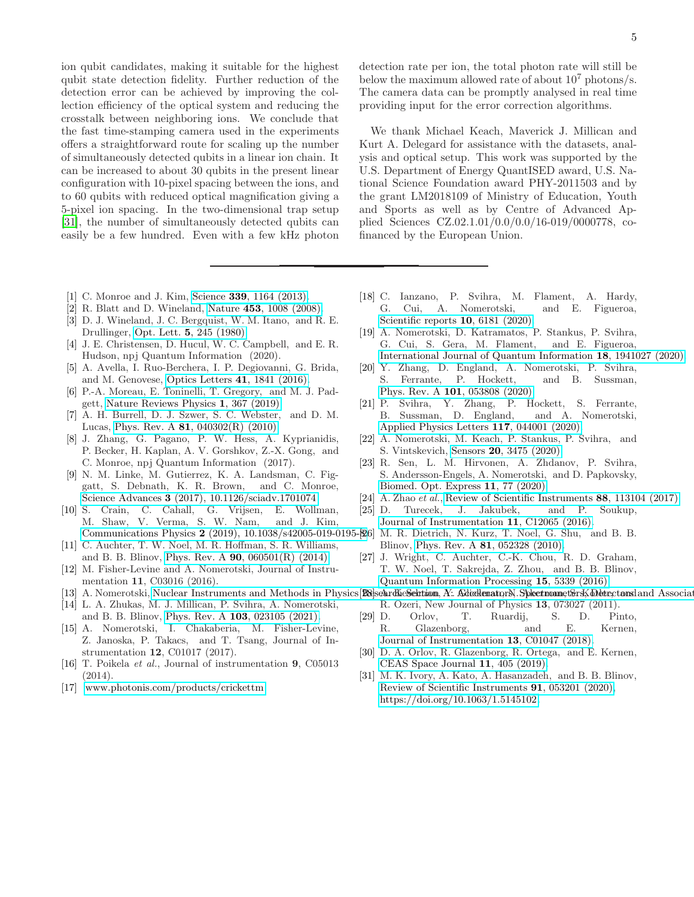ion qubit candidates, making it suitable for the highest qubit state detection fidelity. Further reduction of the detection error can be achieved by improving the collection efficiency of the optical system and reducing the crosstalk between neighboring ions. We conclude that the fast time-stamping camera used in the experiments offers a straightforward route for scaling up the number of simultaneously detected qubits in a linear ion chain. It can be increased to about 30 qubits in the present linear configuration with 10-pixel spacing between the ions, and to 60 qubits with reduced optical magnification giving a 5-pixel ion spacing. In the two-dimensional trap setup [31], the number of simultaneously detected qubits can easily be a few hundred. Even with a few kHz photon detection rate per ion, the total photon rate will still be below the maximum allowed rate of about $10^7$ photons/s. The camera data can be promptly analysed in real time providing input for the error correction algorithms.

We thank Michael Keach, Maverick J. Millican and Kurt A. Delegard for assistance with the datasets, analysis and optical setup. This work was supported by the U.S. Department of Energy QuantISED award, U.S. National Science Foundation award PHY-2011503 and by the grant LM2018109 of Ministry of Education, Youth and Sports as well as by Centre of Advanced Applied Sciences CZ.02.1.01/0.0/0.0/16-019/0000778, co-financed by the European Union.

---

[1] C. Monroe and J. Kim, Science **339**, 1164 (2013).

[2] R. Blatt and D. Wineland, Nature **453**, 1008 (2008).

[3] D. J. Wineland, J. C. Bergquist, W. M. Itano, and R. E. Drullinger, Opt. Lett. **5**, 245 (1980).

[4] J. E. Christensen, D. Hucul, W. C. Campbell, and E. R. Hudson, npj Quantum Information (2020).

[5] A. Avella, I. Ruo-Berchera, I. P. Degiovanni, G. Brida, and M. Genovese, Optics Letters **41**, 1841 (2016).

[6] P.-A. Moreau, E. Toninelli, T. Gregory, and M. J. Padgett, Nature Reviews Physics **1**, 367 (2019).

[7] A. H. Burrell, D. J. Szwer, S. C. Webster, and D. M. Lucas, Phys. Rev. A **81**, 040302(R) (2010).

[8] J. Zhang, G. Pagano, P. W. Hess, A. Kyprianidis, P. Becker, H. Kaplan, A. V. Gorshkov, Z.-X. Gong, and C. Monroe, npj Quantum Information (2017).

[9] N. M. Linke, M. Gutierrez, K. A. Landsman, C. Figgatt, S. Debnath, K. R. Brown, and C. Monroe, Science Advances **3** (2017), 10.1126/sciadv.1701074.

[10] S. Crain, C. Cahall, G. Vrijsen, E. Wollman, M. Shaw, V. Verma, S. W. Nam, and J. Kim, Communications Physics **2** (2019), 10.1038/s42005-019-0195-8.

[11] C. Auchter, T. W. Noel, M. R. Hoffman, S. R. Williams, and B. B. Blinov, Phys. Rev. A **90**, 060501(R) (2014).

[12] M. Fisher-Levine and A. Nomerotski, Journal of Instrumentation **11**, C03016 (2016).

[13] A. Nomerotski, Nuclear Instruments and Methods in Physics Research Section A: Accelerators, Spectrometers, Detectors and Associated Equipment

[14] L. A. Zhukas, M. J. Millican, P. Svihra, A. Nomerotski, and B. B. Blinov, Phys. Rev. A **103**, 023105 (2021).

[15] A. Nomerotski, I. Chakaberia, M. Fisher-Levine, Z. Janoska, P. Takacs, and T. Tsang, Journal of Instrumentation **12**, C01017 (2017).

[16] T. Poikela *et al.*, Journal of instrumentation **9**, C05013 (2014).

[17] www.photonis.com/products/crickettm.

[18] C. Ianzano, P. Svihra, M. Flament, A. Hardy, G. Cui, A. Nomerotski, and E. Figueroa, Scientific reports **10**, 6181 (2020).

[19] A. Nomerotski, D. Katramatos, P. Stankus, P. Svihra, G. Cui, S. Gera, M. Flament, and E. Figueroa, International Journal of Quantum Information **18**, 1941027 (2020).

[20] Y. Zhang, D. England, A. Nomerotski, P. Svihra, S. Ferrante, P. Hockett, and B. Sussman, Phys. Rev. A **101**, 053808 (2020).

[21] P. Svihra, Y. Zhang, P. Hockett, S. Ferrante, B. Sussman, D. England, and A. Nomerotski, Applied Physics Letters **117**, 044001 (2020).

[22] A. Nomerotski, M. Keach, P. Stankus, P. Svihra, and S. Vintskevich, Sensors **20**, 3475 (2020).

[23] R. Sen, L. M. Hirvonen, A. Zhdanov, P. Svihra, S. Andersson-Engels, A. Nomerotski, and D. Papkovsky, Biomed. Opt. Express **11**, 77 (2020).

[24] A. Zhao *et al.*, Review of Scientific Instruments **88**, 113104 (2017).

[25] D. Turecek, J. Jakubek, and P. Soukup, Journal of Instrumentation **11**, C12065 (2016).

[26] M. R. Dietrich, N. Kurz, T. Noel, G. Shu, and B. B. Blinov, Phys. Rev. A **81**, 052328 (2010).

[27] J. Wright, C. Auchter, C.-K. Chou, R. D. Graham, T. W. Noel, T. Sakrejda, Z. Zhou, and B. B. Blinov, Quantum Information Processing **15**, 5339 (2016).

[28] A. H. Keselman, Y. Glickman, N. Akerman, S. Kotler, and R. Ozeri, New Journal of Physics **13**, 073027 (2011).

[29] D. Orlov, T. Ruardij, S. D. Pinto, R. Glazenborg, and E. Kernen, Journal of Instrumentation **13**, C01047 (2018).

[30] D. A. Orlov, R. Glazenborg, R. Ortega, and E. Kernen, CEAS Space Journal **11**, 405 (2019).

[31] M. K. Ivory, A. Kato, A. Hasanzadeh, and B. B. Blinov, Review of Scientific Instruments **91**, 053201 (2020), https://doi.org/10.1063/1.5145102.